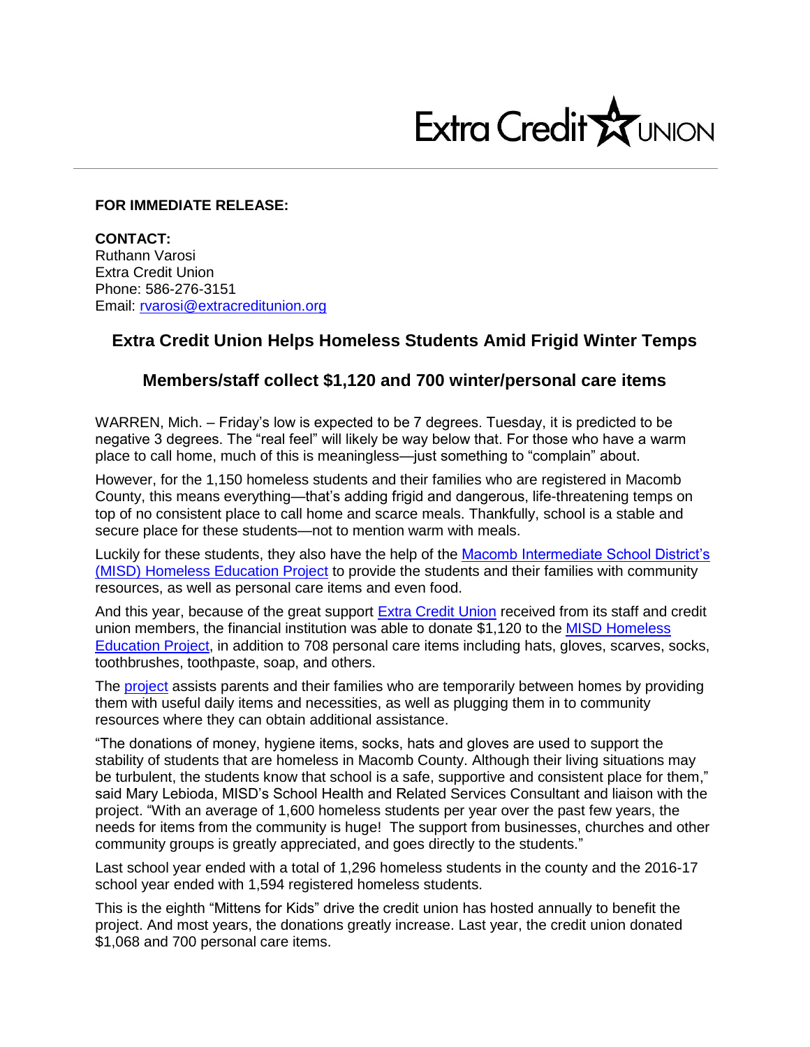Extra Credit UNION

**FOR IMMEDIATE RELEASE:**

**CONTACT:**
Ruthann Varosi
Extra Credit Union
Phone: 586-276-3151
Email: rvarosi@extracreditunion.org

## Extra Credit Union Helps Homeless Students Amid Frigid Winter Temps

### Members/staff collect $1,120 and 700 winter/personal care items

WARREN, Mich. – Friday's low is expected to be 7 degrees. Tuesday, it is predicted to be negative 3 degrees. The "real feel" will likely be way below that. For those who have a warm place to call home, much of this is meaningless—just something to "complain" about.

However, for the 1,150 homeless students and their families who are registered in Macomb County, this means everything—that's adding frigid and dangerous, life-threatening temps on top of no consistent place to call home and scarce meals. Thankfully, school is a stable and secure place for these students—not to mention warm with meals.

Luckily for these students, they also have the help of the Macomb Intermediate School District's (MISD) Homeless Education Project to provide the students and their families with community resources, as well as personal care items and even food.

And this year, because of the great support Extra Credit Union received from its staff and credit union members, the financial institution was able to donate $1,120 to the MISD Homeless Education Project, in addition to 708 personal care items including hats, gloves, scarves, socks, toothbrushes, toothpaste, soap, and others.

The project assists parents and their families who are temporarily between homes by providing them with useful daily items and necessities, as well as plugging them in to community resources where they can obtain additional assistance.

"The donations of money, hygiene items, socks, hats and gloves are used to support the stability of students that are homeless in Macomb County. Although their living situations may be turbulent, the students know that school is a safe, supportive and consistent place for them," said Mary Lebioda, MISD's School Health and Related Services Consultant and liaison with the project. "With an average of 1,600 homeless students per year over the past few years, the needs for items from the community is huge! The support from businesses, churches and other community groups is greatly appreciated, and goes directly to the students."

Last school year ended with a total of 1,296 homeless students in the county and the 2016-17 school year ended with 1,594 registered homeless students.

This is the eighth "Mittens for Kids" drive the credit union has hosted annually to benefit the project. And most years, the donations greatly increase. Last year, the credit union donated $1,068 and 700 personal care items.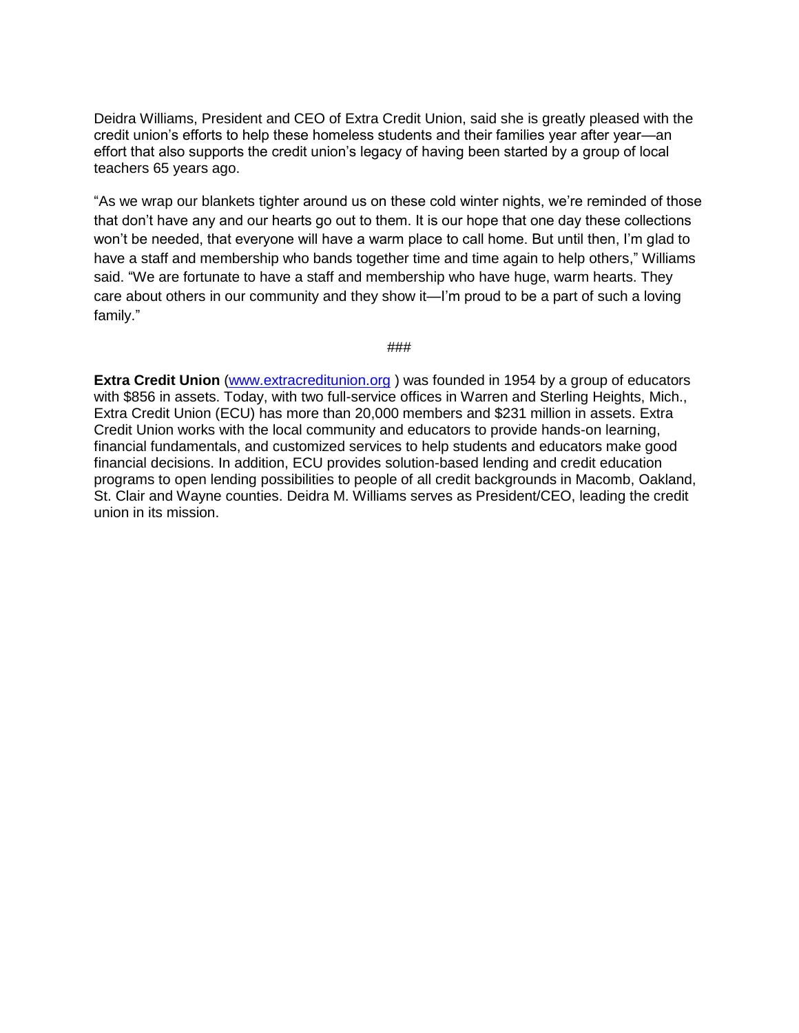Deidra Williams, President and CEO of Extra Credit Union, said she is greatly pleased with the credit union's efforts to help these homeless students and their families year after year—an effort that also supports the credit union's legacy of having been started by a group of local teachers 65 years ago.

"As we wrap our blankets tighter around us on these cold winter nights, we're reminded of those that don't have any and our hearts go out to them. It is our hope that one day these collections won't be needed, that everyone will have a warm place to call home. But until then, I'm glad to have a staff and membership who bands together time and time again to help others," Williams said. "We are fortunate to have a staff and membership who have huge, warm hearts. They care about others in our community and they show it—I'm proud to be a part of such a loving family."

###

**Extra Credit Union** ([www.extracreditunion.org](http://www.extracreditunion.org) ) was founded in 1954 by a group of educators with $856 in assets. Today, with two full-service offices in Warren and Sterling Heights, Mich., Extra Credit Union (ECU) has more than 20,000 members and $231 million in assets. Extra Credit Union works with the local community and educators to provide hands-on learning, financial fundamentals, and customized services to help students and educators make good financial decisions. In addition, ECU provides solution-based lending and credit education programs to open lending possibilities to people of all credit backgrounds in Macomb, Oakland, St. Clair and Wayne counties. Deidra M. Williams serves as President/CEO, leading the credit union in its mission.